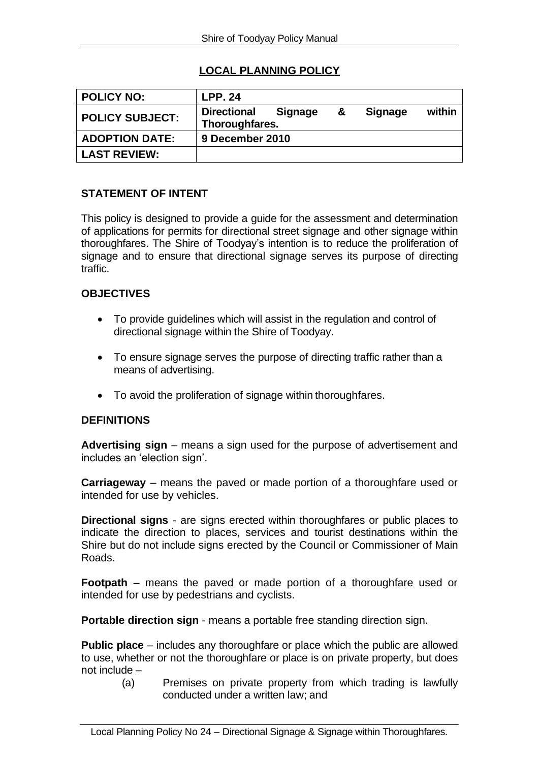## LOCAL PLANNING POLICY

| POLICY NO: | LPP. 24 |
|---|---|
| POLICY SUBJECT: | Directional Signage & Signage within Thoroughfares. |
| ADOPTION DATE: | 9 December 2010 |
| LAST REVIEW: | |

### STATEMENT OF INTENT

This policy is designed to provide a guide for the assessment and determination of applications for permits for directional street signage and other signage within thoroughfares. The Shire of Toodyay's intention is to reduce the proliferation of signage and to ensure that directional signage serves its purpose of directing traffic.

### OBJECTIVES

- To provide guidelines which will assist in the regulation and control of directional signage within the Shire of Toodyay.
- To ensure signage serves the purpose of directing traffic rather than a means of advertising.
- To avoid the proliferation of signage within thoroughfares.

### DEFINITIONS

**Advertising sign** – means a sign used for the purpose of advertisement and includes an 'election sign'.

**Carriageway** – means the paved or made portion of a thoroughfare used or intended for use by vehicles.

**Directional signs** - are signs erected within thoroughfares or public places to indicate the direction to places, services and tourist destinations within the Shire but do not include signs erected by the Council or Commissioner of Main Roads.

**Footpath** – means the paved or made portion of a thoroughfare used or intended for use by pedestrians and cyclists.

**Portable direction sign** - means a portable free standing direction sign.

**Public place** – includes any thoroughfare or place which the public are allowed to use, whether or not the thoroughfare or place is on private property, but does not include –

(a) Premises on private property from which trading is lawfully conducted under a written law; and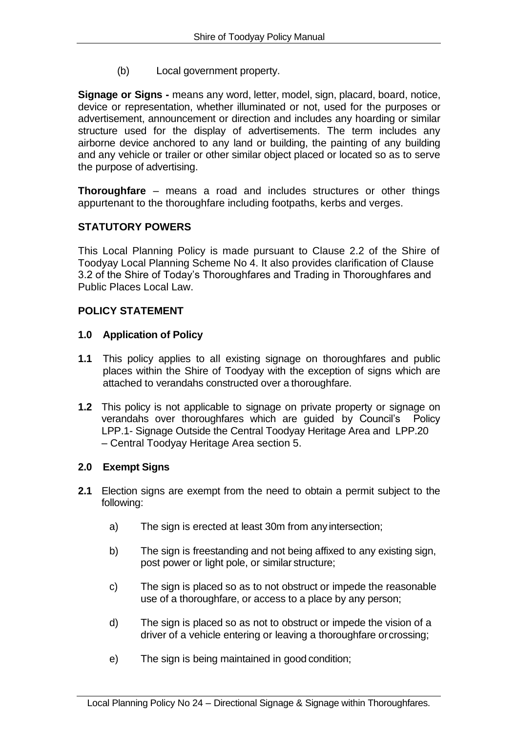(b) Local government property.

**Signage or Signs -** means any word, letter, model, sign, placard, board, notice, device or representation, whether illuminated or not, used for the purposes or advertisement, announcement or direction and includes any hoarding or similar structure used for the display of advertisements. The term includes any airborne device anchored to any land or building, the painting of any building and any vehicle or trailer or other similar object placed or located so as to serve the purpose of advertising.

**Thoroughfare** – means a road and includes structures or other things appurtenant to the thoroughfare including footpaths, kerbs and verges.

## STATUTORY POWERS

This Local Planning Policy is made pursuant to Clause 2.2 of the Shire of Toodyay Local Planning Scheme No 4. It also provides clarification of Clause 3.2 of the Shire of Today's Thoroughfares and Trading in Thoroughfares and Public Places Local Law.

## POLICY STATEMENT

### 1.0 Application of Policy

**1.1** This policy applies to all existing signage on thoroughfares and public places within the Shire of Toodyay with the exception of signs which are attached to verandahs constructed over a thoroughfare.

**1.2** This policy is not applicable to signage on private property or signage on verandahs over thoroughfares which are guided by Council's Policy LPP.1- Signage Outside the Central Toodyay Heritage Area and LPP.20 – Central Toodyay Heritage Area section 5.

### 2.0 Exempt Signs

**2.1** Election signs are exempt from the need to obtain a permit subject to the following:

a) The sign is erected at least 30m from any intersection;

b) The sign is freestanding and not being affixed to any existing sign, post power or light pole, or similar structure;

c) The sign is placed so as to not obstruct or impede the reasonable use of a thoroughfare, or access to a place by any person;

d) The sign is placed so as not to obstruct or impede the vision of a driver of a vehicle entering or leaving a thoroughfare or crossing;

e) The sign is being maintained in good condition;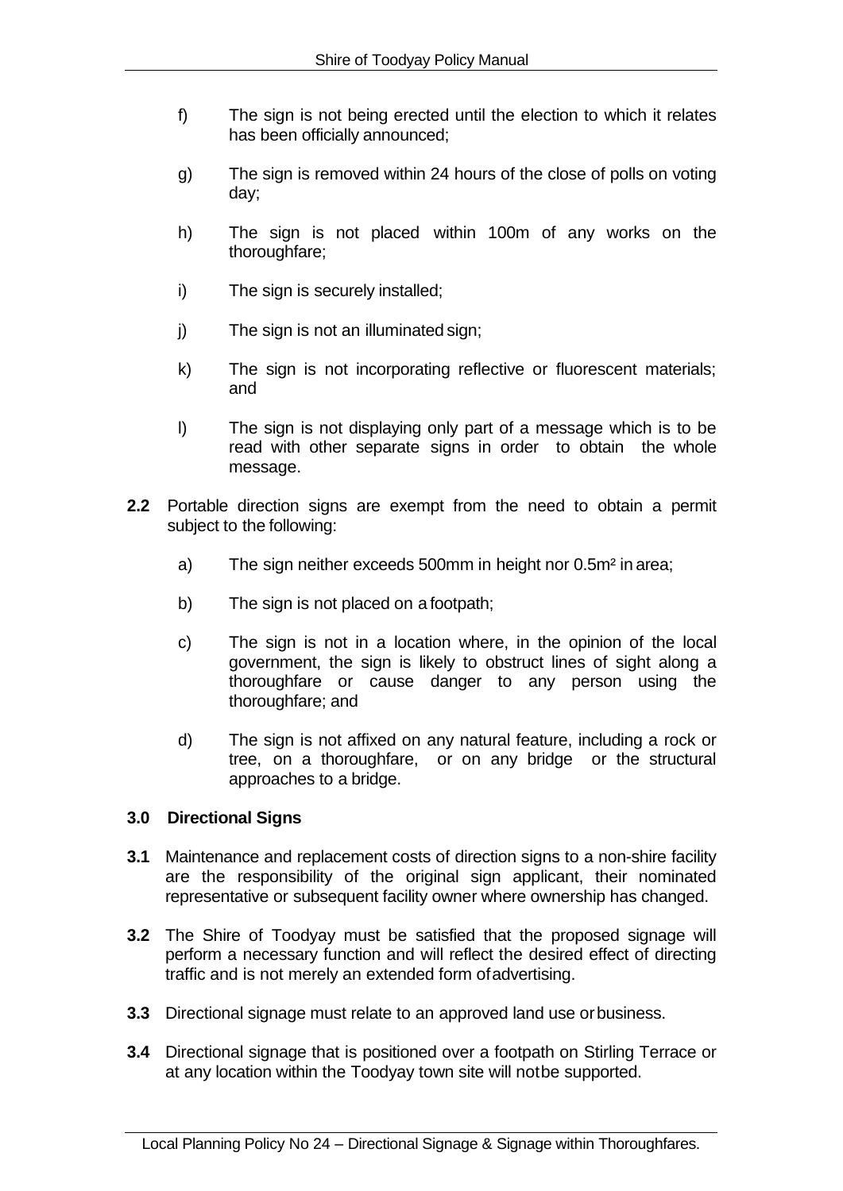f) The sign is not being erected until the election to which it relates has been officially announced;

g) The sign is removed within 24 hours of the close of polls on voting day;

h) The sign is not placed within 100m of any works on the thoroughfare;

i) The sign is securely installed;

j) The sign is not an illuminated sign;

k) The sign is not incorporating reflective or fluorescent materials; and

l) The sign is not displaying only part of a message which is to be read with other separate signs in order to obtain the whole message.

**2.2** Portable direction signs are exempt from the need to obtain a permit subject to the following:

a) The sign neither exceeds 500mm in height nor $0.5m^2$ in area;

b) The sign is not placed on a footpath;

c) The sign is not in a location where, in the opinion of the local government, the sign is likely to obstruct lines of sight along a thoroughfare or cause danger to any person using the thoroughfare; and

d) The sign is not affixed on any natural feature, including a rock or tree, on a thoroughfare, or on any bridge or the structural approaches to a bridge.

### 3.0 Directional Signs

**3.1** Maintenance and replacement costs of direction signs to a non-shire facility are the responsibility of the original sign applicant, their nominated representative or subsequent facility owner where ownership has changed.

**3.2** The Shire of Toodyay must be satisfied that the proposed signage will perform a necessary function and will reflect the desired effect of directing traffic and is not merely an extended form of advertising.

**3.3** Directional signage must relate to an approved land use or business.

**3.4** Directional signage that is positioned over a footpath on Stirling Terrace or at any location within the Toodyay town site will not be supported.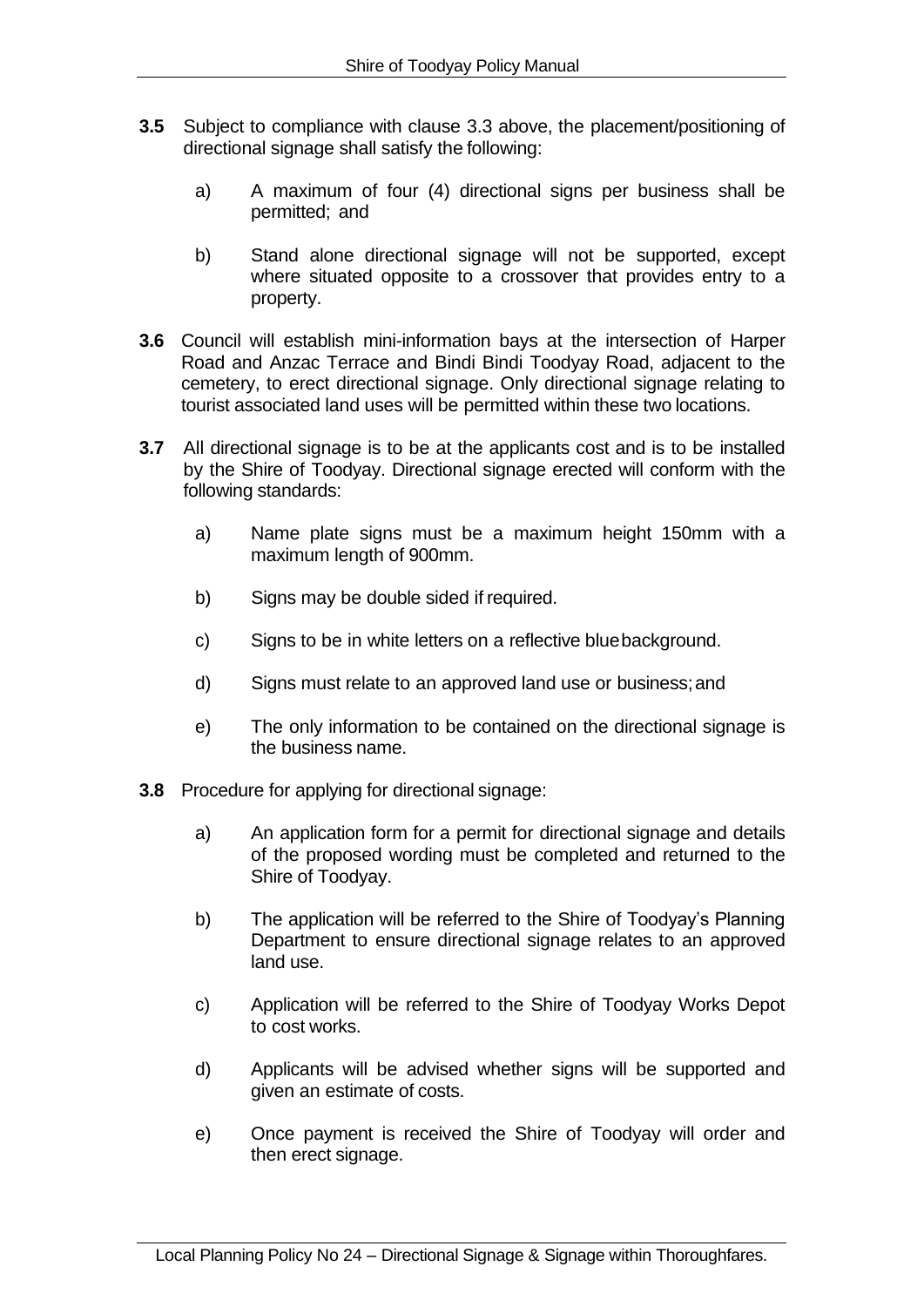**3.5** Subject to compliance with clause 3.3 above, the placement/positioning of directional signage shall satisfy the following:

a) A maximum of four (4) directional signs per business shall be permitted; and

b) Stand alone directional signage will not be supported, except where situated opposite to a crossover that provides entry to a property.

**3.6** Council will establish mini-information bays at the intersection of Harper Road and Anzac Terrace and Bindi Bindi Toodyay Road, adjacent to the cemetery, to erect directional signage. Only directional signage relating to tourist associated land uses will be permitted within these two locations.

**3.7** All directional signage is to be at the applicants cost and is to be installed by the Shire of Toodyay. Directional signage erected will conform with the following standards:

a) Name plate signs must be a maximum height 150mm with a maximum length of 900mm.

b) Signs may be double sided if required.

c) Signs to be in white letters on a reflective blue background.

d) Signs must relate to an approved land use or business; and

e) The only information to be contained on the directional signage is the business name.

**3.8** Procedure for applying for directional signage:

a) An application form for a permit for directional signage and details of the proposed wording must be completed and returned to the Shire of Toodyay.

b) The application will be referred to the Shire of Toodyay's Planning Department to ensure directional signage relates to an approved land use.

c) Application will be referred to the Shire of Toodyay Works Depot to cost works.

d) Applicants will be advised whether signs will be supported and given an estimate of costs.

e) Once payment is received the Shire of Toodyay will order and then erect signage.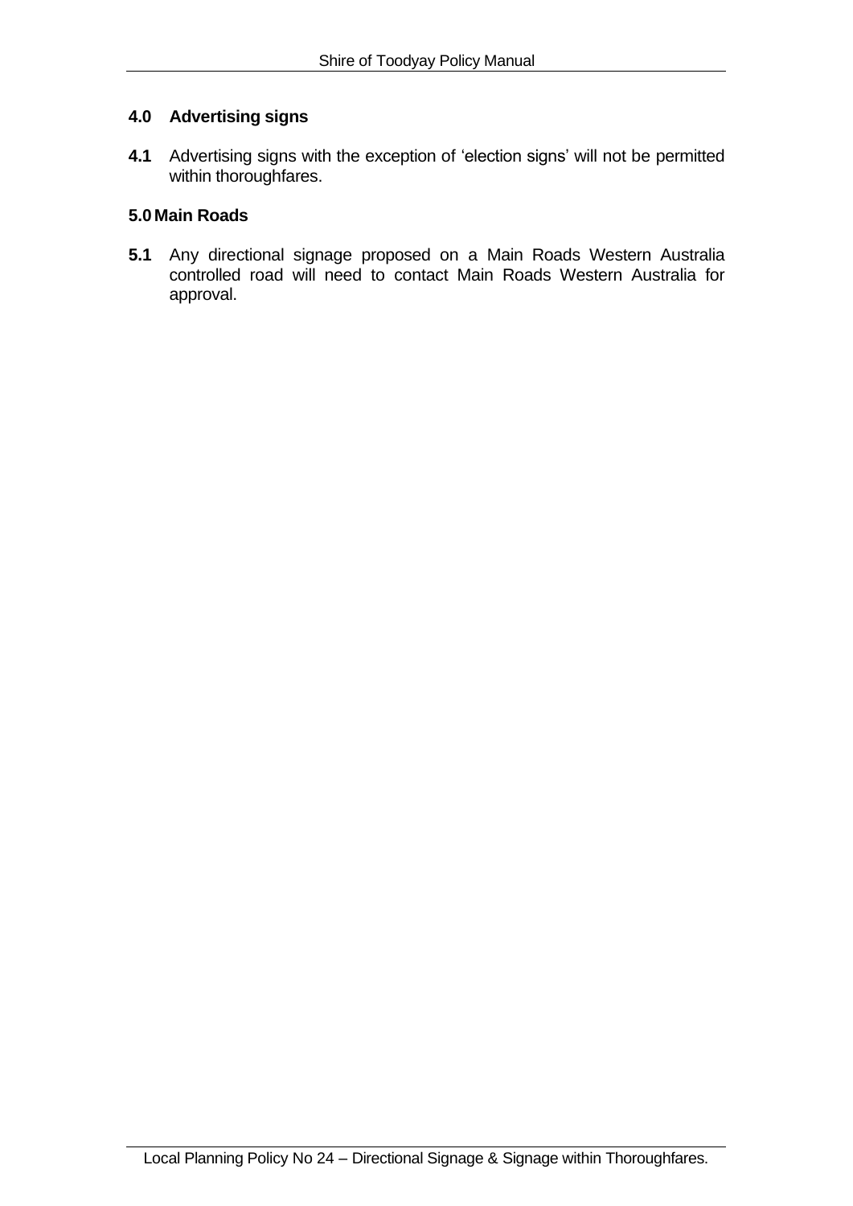### 4.0 Advertising signs

**4.1** Advertising signs with the exception of 'election signs' will not be permitted within thoroughfares.

### 5.0 Main Roads

**5.1** Any directional signage proposed on a Main Roads Western Australia controlled road will need to contact Main Roads Western Australia for approval.